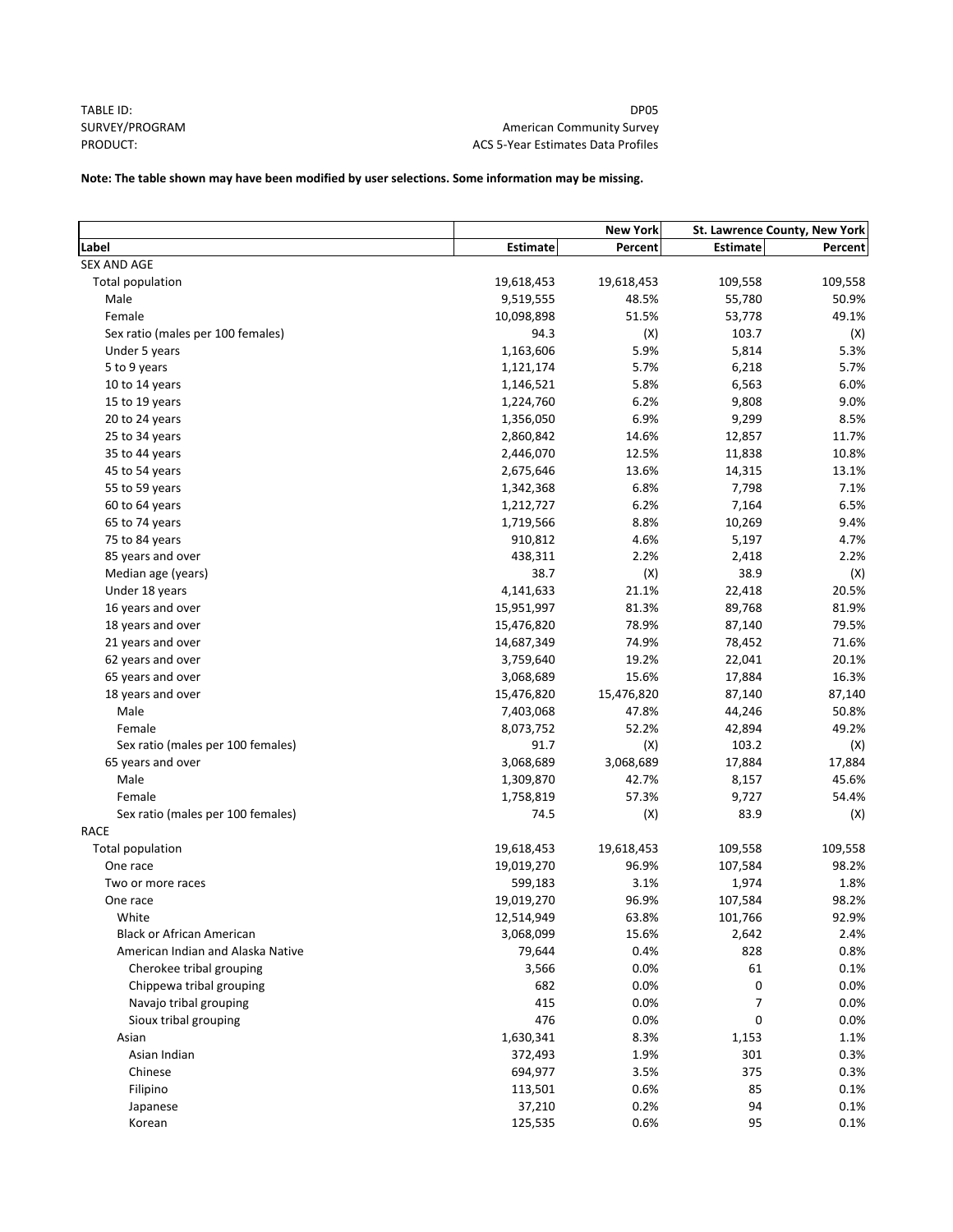TABLE ID: DP05
SURVEY/PROGRAM: American Community Survey
PRODUCT: ACS 5-Year Estimates Data Profiles

**Note: The table shown may have been modified by user selections. Some information may be missing.**

| | New York | | St. Lawrence County, New York | |
|---|---|---|---|---|
| **Label** | **Estimate** | **Percent** | **Estimate** | **Percent** |
| SEX AND AGE | | | | |
| Total population | 19,618,453 | 19,618,453 | 109,558 | 109,558 |
| Male | 9,519,555 | 48.5% | 55,780 | 50.9% |
| Female | 10,098,898 | 51.5% | 53,778 | 49.1% |
| Sex ratio (males per 100 females) | 94.3 | (X) | 103.7 | (X) |
| Under 5 years | 1,163,606 | 5.9% | 5,814 | 5.3% |
| 5 to 9 years | 1,121,174 | 5.7% | 6,218 | 5.7% |
| 10 to 14 years | 1,146,521 | 5.8% | 6,563 | 6.0% |
| 15 to 19 years | 1,224,760 | 6.2% | 9,808 | 9.0% |
| 20 to 24 years | 1,356,050 | 6.9% | 9,299 | 8.5% |
| 25 to 34 years | 2,860,842 | 14.6% | 12,857 | 11.7% |
| 35 to 44 years | 2,446,070 | 12.5% | 11,838 | 10.8% |
| 45 to 54 years | 2,675,646 | 13.6% | 14,315 | 13.1% |
| 55 to 59 years | 1,342,368 | 6.8% | 7,798 | 7.1% |
| 60 to 64 years | 1,212,727 | 6.2% | 7,164 | 6.5% |
| 65 to 74 years | 1,719,566 | 8.8% | 10,269 | 9.4% |
| 75 to 84 years | 910,812 | 4.6% | 5,197 | 4.7% |
| 85 years and over | 438,311 | 2.2% | 2,418 | 2.2% |
| Median age (years) | 38.7 | (X) | 38.9 | (X) |
| Under 18 years | 4,141,633 | 21.1% | 22,418 | 20.5% |
| 16 years and over | 15,951,997 | 81.3% | 89,768 | 81.9% |
| 18 years and over | 15,476,820 | 78.9% | 87,140 | 79.5% |
| 21 years and over | 14,687,349 | 74.9% | 78,452 | 71.6% |
| 62 years and over | 3,759,640 | 19.2% | 22,041 | 20.1% |
| 65 years and over | 3,068,689 | 15.6% | 17,884 | 16.3% |
| 18 years and over | 15,476,820 | 15,476,820 | 87,140 | 87,140 |
| Male | 7,403,068 | 47.8% | 44,246 | 50.8% |
| Female | 8,073,752 | 52.2% | 42,894 | 49.2% |
| Sex ratio (males per 100 females) | 91.7 | (X) | 103.2 | (X) |
| 65 years and over | 3,068,689 | 3,068,689 | 17,884 | 17,884 |
| Male | 1,309,870 | 42.7% | 8,157 | 45.6% |
| Female | 1,758,819 | 57.3% | 9,727 | 54.4% |
| Sex ratio (males per 100 females) | 74.5 | (X) | 83.9 | (X) |
| RACE | | | | |
| Total population | 19,618,453 | 19,618,453 | 109,558 | 109,558 |
| One race | 19,019,270 | 96.9% | 107,584 | 98.2% |
| Two or more races | 599,183 | 3.1% | 1,974 | 1.8% |
| One race | 19,019,270 | 96.9% | 107,584 | 98.2% |
| White | 12,514,949 | 63.8% | 101,766 | 92.9% |
| Black or African American | 3,068,099 | 15.6% | 2,642 | 2.4% |
| American Indian and Alaska Native | 79,644 | 0.4% | 828 | 0.8% |
| Cherokee tribal grouping | 3,566 | 0.0% | 61 | 0.1% |
| Chippewa tribal grouping | 682 | 0.0% | 0 | 0.0% |
| Navajo tribal grouping | 415 | 0.0% | 7 | 0.0% |
| Sioux tribal grouping | 476 | 0.0% | 0 | 0.0% |
| Asian | 1,630,341 | 8.3% | 1,153 | 1.1% |
| Asian Indian | 372,493 | 1.9% | 301 | 0.3% |
| Chinese | 694,977 | 3.5% | 375 | 0.3% |
| Filipino | 113,501 | 0.6% | 85 | 0.1% |
| Japanese | 37,210 | 0.2% | 94 | 0.1% |
| Korean | 125,535 | 0.6% | 95 | 0.1% |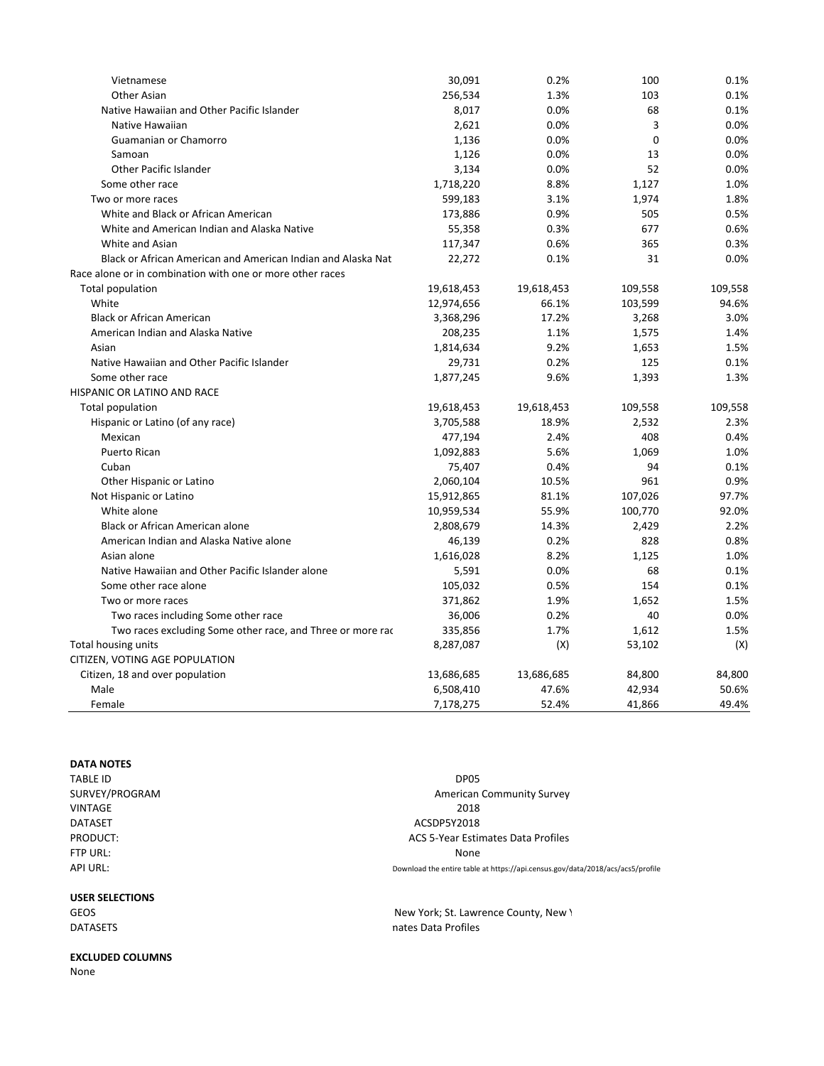| | | | | |
|---|---|---|---|---|
| Vietnamese | 30,091 | 0.2% | 100 | 0.1% |
| Other Asian | 256,534 | 1.3% | 103 | 0.1% |
| Native Hawaiian and Other Pacific Islander | 8,017 | 0.0% | 68 | 0.1% |
| Native Hawaiian | 2,621 | 0.0% | 3 | 0.0% |
| Guamanian or Chamorro | 1,136 | 0.0% | 0 | 0.0% |
| Samoan | 1,126 | 0.0% | 13 | 0.0% |
| Other Pacific Islander | 3,134 | 0.0% | 52 | 0.0% |
| Some other race | 1,718,220 | 8.8% | 1,127 | 1.0% |
| Two or more races | 599,183 | 3.1% | 1,974 | 1.8% |
| White and Black or African American | 173,886 | 0.9% | 505 | 0.5% |
| White and American Indian and Alaska Native | 55,358 | 0.3% | 677 | 0.6% |
| White and Asian | 117,347 | 0.6% | 365 | 0.3% |
| Black or African American and American Indian and Alaska Nat | 22,272 | 0.1% | 31 | 0.0% |
| Race alone or in combination with one or more other races | | | | |
| Total population | 19,618,453 | 19,618,453 | 109,558 | 109,558 |
| White | 12,974,656 | 66.1% | 103,599 | 94.6% |
| Black or African American | 3,368,296 | 17.2% | 3,268 | 3.0% |
| American Indian and Alaska Native | 208,235 | 1.1% | 1,575 | 1.4% |
| Asian | 1,814,634 | 9.2% | 1,653 | 1.5% |
| Native Hawaiian and Other Pacific Islander | 29,731 | 0.2% | 125 | 0.1% |
| Some other race | 1,877,245 | 9.6% | 1,393 | 1.3% |
| HISPANIC OR LATINO AND RACE | | | | |
| Total population | 19,618,453 | 19,618,453 | 109,558 | 109,558 |
| Hispanic or Latino (of any race) | 3,705,588 | 18.9% | 2,532 | 2.3% |
| Mexican | 477,194 | 2.4% | 408 | 0.4% |
| Puerto Rican | 1,092,883 | 5.6% | 1,069 | 1.0% |
| Cuban | 75,407 | 0.4% | 94 | 0.1% |
| Other Hispanic or Latino | 2,060,104 | 10.5% | 961 | 0.9% |
| Not Hispanic or Latino | 15,912,865 | 81.1% | 107,026 | 97.7% |
| White alone | 10,959,534 | 55.9% | 100,770 | 92.0% |
| Black or African American alone | 2,808,679 | 14.3% | 2,429 | 2.2% |
| American Indian and Alaska Native alone | 46,139 | 0.2% | 828 | 0.8% |
| Asian alone | 1,616,028 | 8.2% | 1,125 | 1.0% |
| Native Hawaiian and Other Pacific Islander alone | 5,591 | 0.0% | 68 | 0.1% |
| Some other race alone | 105,032 | 0.5% | 154 | 0.1% |
| Two or more races | 371,862 | 1.9% | 1,652 | 1.5% |
| Two races including Some other race | 36,006 | 0.2% | 40 | 0.0% |
| Two races excluding Some other race, and Three or more rac | 335,856 | 1.7% | 1,612 | 1.5% |
| Total housing units | 8,287,087 | (X) | 53,102 | (X) |
| CITIZEN, VOTING AGE POPULATION | | | | |
| Citizen, 18 and over population | 13,686,685 | 13,686,685 | 84,800 | 84,800 |
| Male | 6,508,410 | 47.6% | 42,934 | 50.6% |
| Female | 7,178,275 | 52.4% | 41,866 | 49.4% |

**DATA NOTES**

| | |
|---|---|
| TABLE ID | DP05 |
| SURVEY/PROGRAM | American Community Survey |
| VINTAGE | 2018 |
| DATASET | ACSDP5Y2018 |
| PRODUCT: | ACS 5-Year Estimates Data Profiles |
| FTP URL: | None |
| API URL: | Download the entire table at https://api.census.gov/data/2018/acs/acs5/profile |

**USER SELECTIONS**

| | |
|---|---|
| GEOS | New York; St. Lawrence County, New Y |
| DATASETS | nates Data Profiles |

**EXCLUDED COLUMNS**

None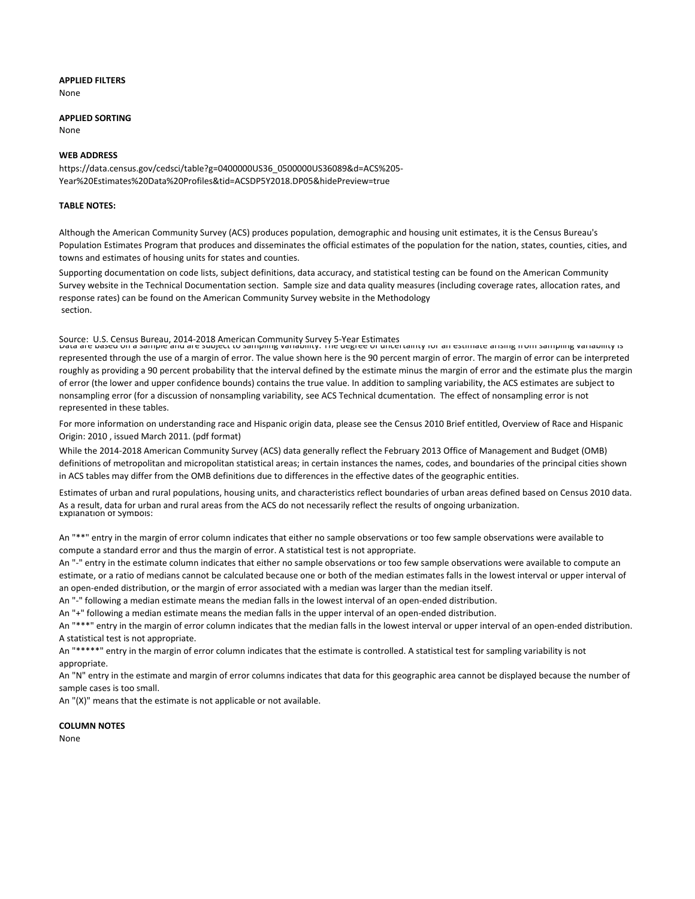**APPLIED FILTERS**

None

**APPLIED SORTING**

None

**WEB ADDRESS**

https://data.census.gov/cedsci/table?g=0400000US36_0500000US36089&d=ACS%205-Year%20Estimates%20Data%20Profiles&tid=ACSDP5Y2018.DP05&hidePreview=true

**TABLE NOTES:**

Although the American Community Survey (ACS) produces population, demographic and housing unit estimates, it is the Census Bureau's Population Estimates Program that produces and disseminates the official estimates of the population for the nation, states, counties, cities, and towns and estimates of housing units for states and counties.

Supporting documentation on code lists, subject definitions, data accuracy, and statistical testing can be found on the American Community Survey website in the Technical Documentation section. Sample size and data quality measures (including coverage rates, allocation rates, and response rates) can be found on the American Community Survey website in the Methodology section.

Source: U.S. Census Bureau, 2014-2018 American Community Survey 5-Year Estimates

Data are based on a sample and are subject to sampling variability. The degree of uncertainty for an estimate arising from sampling variability is represented through the use of a margin of error. The value shown here is the 90 percent margin of error. The margin of error can be interpreted roughly as providing a 90 percent probability that the interval defined by the estimate minus the margin of error and the estimate plus the margin of error (the lower and upper confidence bounds) contains the true value. In addition to sampling variability, the ACS estimates are subject to nonsampling error (for a discussion of nonsampling variability, see ACS Technical dcumentation. The effect of nonsampling error is not represented in these tables.

For more information on understanding race and Hispanic origin data, please see the Census 2010 Brief entitled, Overview of Race and Hispanic Origin: 2010 , issued March 2011. (pdf format)

While the 2014-2018 American Community Survey (ACS) data generally reflect the February 2013 Office of Management and Budget (OMB) definitions of metropolitan and micropolitan statistical areas; in certain instances the names, codes, and boundaries of the principal cities shown in ACS tables may differ from the OMB definitions due to differences in the effective dates of the geographic entities.

Estimates of urban and rural populations, housing units, and characteristics reflect boundaries of urban areas defined based on Census 2010 data. As a result, data for urban and rural areas from the ACS do not necessarily reflect the results of ongoing urbanization.

Explanation of Symbols:

An "**" entry in the margin of error column indicates that either no sample observations or too few sample observations were available to compute a standard error and thus the margin of error. A statistical test is not appropriate.

An "-" entry in the estimate column indicates that either no sample observations or too few sample observations were available to compute an estimate, or a ratio of medians cannot be calculated because one or both of the median estimates falls in the lowest interval or upper interval of an open-ended distribution, or the margin of error associated with a median was larger than the median itself.

An "-" following a median estimate means the median falls in the lowest interval of an open-ended distribution.

An "+" following a median estimate means the median falls in the upper interval of an open-ended distribution.

An "***" entry in the margin of error column indicates that the median falls in the lowest interval or upper interval of an open-ended distribution. A statistical test is not appropriate.

An "*****" entry in the margin of error column indicates that the estimate is controlled. A statistical test for sampling variability is not appropriate.

An "N" entry in the estimate and margin of error columns indicates that data for this geographic area cannot be displayed because the number of sample cases is too small.

An "(X)" means that the estimate is not applicable or not available.

**COLUMN NOTES**

None